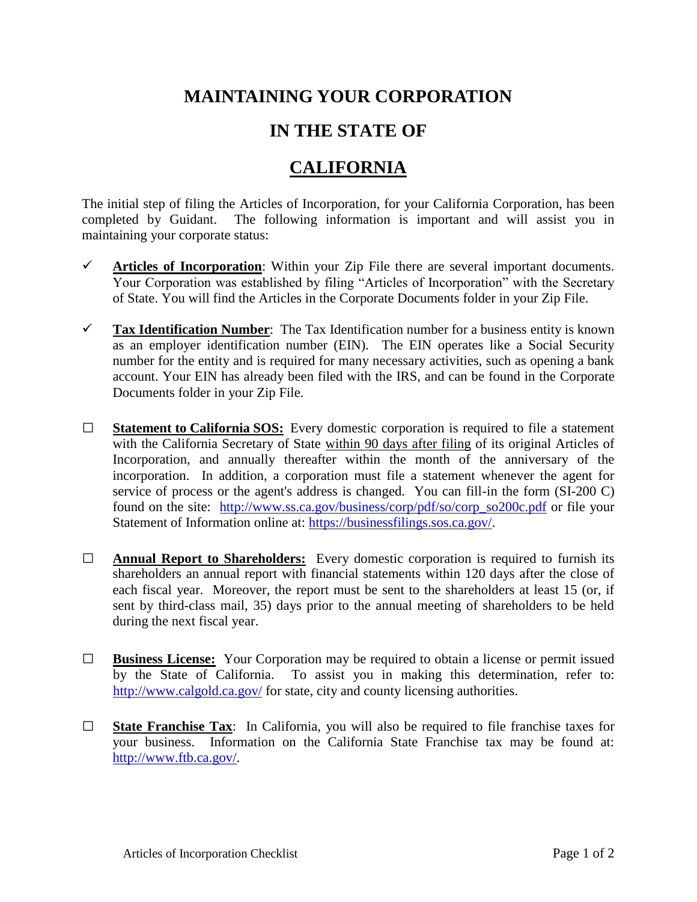# MAINTAINING YOUR CORPORATION

# IN THE STATE OF

# CALIFORNIA

The initial step of filing the Articles of Incorporation, for your California Corporation, has been completed by Guidant. The following information is important and will assist you in maintaining your corporate status:

- ✓ **Articles of Incorporation**: Within your Zip File there are several important documents. Your Corporation was established by filing "Articles of Incorporation" with the Secretary of State. You will find the Articles in the Corporate Documents folder in your Zip File.

- ✓ **Tax Identification Number**: The Tax Identification number for a business entity is known as an employer identification number (EIN). The EIN operates like a Social Security number for the entity and is required for many necessary activities, such as opening a bank account. Your EIN has already been filed with the IRS, and can be found in the Corporate Documents folder in your Zip File.

- ☐ **Statement to California SOS:** Every domestic corporation is required to file a statement with the California Secretary of State within 90 days after filing of its original Articles of Incorporation, and annually thereafter within the month of the anniversary of the incorporation. In addition, a corporation must file a statement whenever the agent for service of process or the agent's address is changed. You can fill-in the form (SI-200 C) found on the site: http://www.ss.ca.gov/business/corp/pdf/so/corp_so200c.pdf or file your Statement of Information online at: https://businessfilings.sos.ca.gov/.

- ☐ **Annual Report to Shareholders:** Every domestic corporation is required to furnish its shareholders an annual report with financial statements within 120 days after the close of each fiscal year. Moreover, the report must be sent to the shareholders at least 15 (or, if sent by third-class mail, 35) days prior to the annual meeting of shareholders to be held during the next fiscal year.

- ☐ **Business License:** Your Corporation may be required to obtain a license or permit issued by the State of California. To assist you in making this determination, refer to: http://www.calgold.ca.gov/ for state, city and county licensing authorities.

- ☐ **State Franchise Tax**: In California, you will also be required to file franchise taxes for your business. Information on the California State Franchise tax may be found at: http://www.ftb.ca.gov/.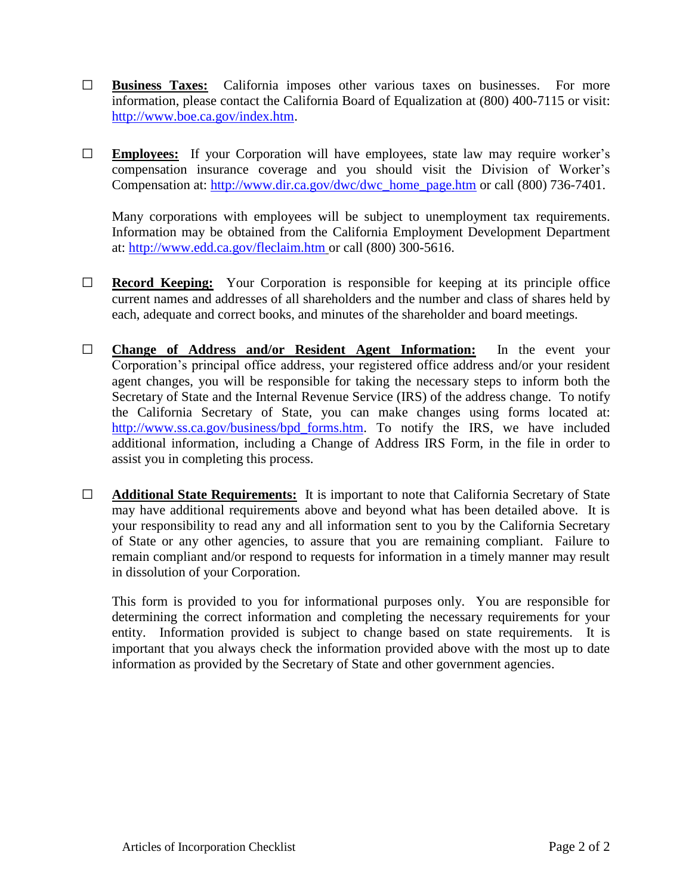- ☐ **Business Taxes:** California imposes other various taxes on businesses. For more information, please contact the California Board of Equalization at (800) 400-7115 or visit: http://www.boe.ca.gov/index.htm.

- ☐ **Employees:** If your Corporation will have employees, state law may require worker's compensation insurance coverage and you should visit the Division of Worker's Compensation at: http://www.dir.ca.gov/dwc/dwc_home_page.htm or call (800) 736-7401.

  Many corporations with employees will be subject to unemployment tax requirements. Information may be obtained from the California Employment Development Department at: http://www.edd.ca.gov/fleclaim.htm or call (800) 300-5616.

- ☐ **Record Keeping:** Your Corporation is responsible for keeping at its principle office current names and addresses of all shareholders and the number and class of shares held by each, adequate and correct books, and minutes of the shareholder and board meetings.

- ☐ **Change of Address and/or Resident Agent Information:** In the event your Corporation's principal office address, your registered office address and/or your resident agent changes, you will be responsible for taking the necessary steps to inform both the Secretary of State and the Internal Revenue Service (IRS) of the address change. To notify the California Secretary of State, you can make changes using forms located at: http://www.ss.ca.gov/business/bpd_forms.htm. To notify the IRS, we have included additional information, including a Change of Address IRS Form, in the file in order to assist you in completing this process.

- ☐ **Additional State Requirements:** It is important to note that California Secretary of State may have additional requirements above and beyond what has been detailed above. It is your responsibility to read any and all information sent to you by the California Secretary of State or any other agencies, to assure that you are remaining compliant. Failure to remain compliant and/or respond to requests for information in a timely manner may result in dissolution of your Corporation.

  This form is provided to you for informational purposes only. You are responsible for determining the correct information and completing the necessary requirements for your entity. Information provided is subject to change based on state requirements. It is important that you always check the information provided above with the most up to date information as provided by the Secretary of State and other government agencies.